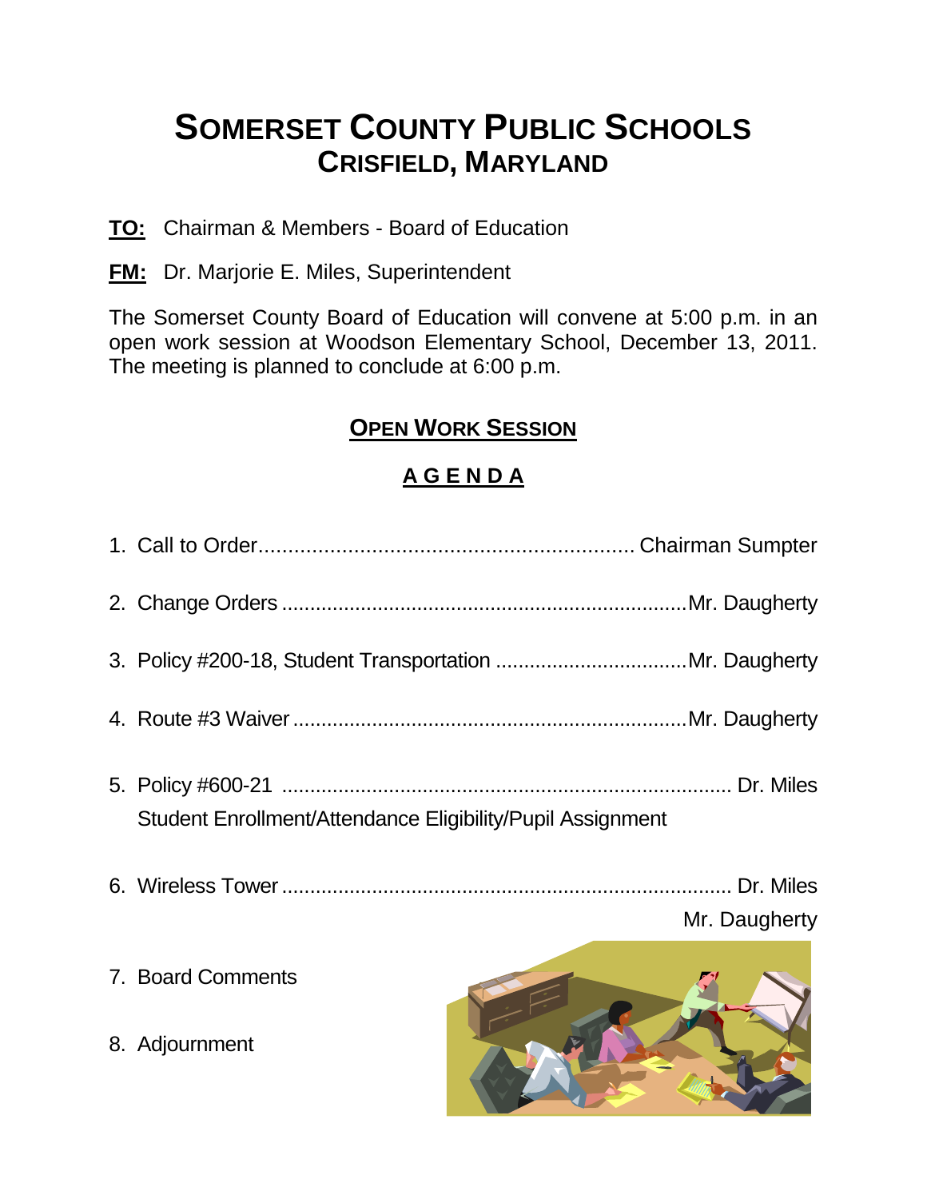# SOMERSET COUNTY PUBLIC SCHOOLS
## CRISFIELD, MARYLAND

**TO:** Chairman & Members - Board of Education

**FM:** Dr. Marjorie E. Miles, Superintendent

The Somerset County Board of Education will convene at 5:00 p.m. in an open work session at Woodson Elementary School, December 13, 2011. The meeting is planned to conclude at 6:00 p.m.

## OPEN WORK SESSION

## A G E N D A

1. Call to Order................................................................ Chairman Sumpter
2. Change Orders ........................................................................Mr. Daugherty
3. Policy #200-18, Student Transportation ..................................Mr. Daugherty
4. Route #3 Waiver ......................................................................Mr. Daugherty
5. Policy #600-21 ................................................................................ Dr. Miles
   Student Enrollment/Attendance Eligibility/Pupil Assignment
6. Wireless Tower ................................................................................ Dr. Miles
   Mr. Daugherty
7. Board Comments
8. Adjournment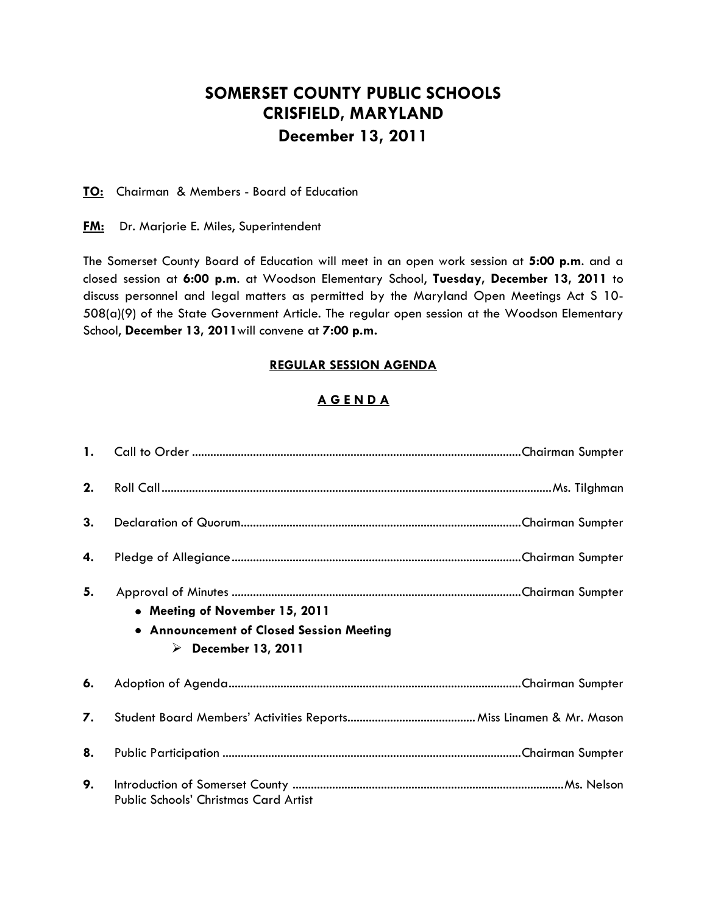# SOMERSET COUNTY PUBLIC SCHOOLS
# CRISFIELD, MARYLAND
## December 13, 2011

**TO:** Chairman & Members - Board of Education

**FM:** Dr. Marjorie E. Miles, Superintendent

The Somerset County Board of Education will meet in an open work session at **5:00 p.m.** and a closed session at **6:00 p.m.** at Woodson Elementary School, **Tuesday, December 13, 2011** to discuss personnel and legal matters as permitted by the Maryland Open Meetings Act S 10-508(a)(9) of the State Government Article. The regular open session at the Woodson Elementary School, **December 13, 2011** will convene at **7:00 p.m.**

**REGULAR SESSION AGENDA**

**A G E N D A**

1. Call to Order ............................................................ Chairman Sumpter
2. Roll Call ............................................................ Ms. Tilghman
3. Declaration of Quorum ............................................................ Chairman Sumpter
4. Pledge of Allegiance ............................................................ Chairman Sumpter
5. Approval of Minutes ............................................................ Chairman Sumpter
   - **Meeting of November 15, 2011**
   - **Announcement of Closed Session Meeting**
     - **December 13, 2011**
6. Adoption of Agenda ............................................................ Chairman Sumpter
7. Student Board Members' Activities Reports ............................................................ Miss Linamen & Mr. Mason
8. Public Participation ............................................................ Chairman Sumpter
9. Introduction of Somerset County Public Schools' Christmas Card Artist ............................................................ Ms. Nelson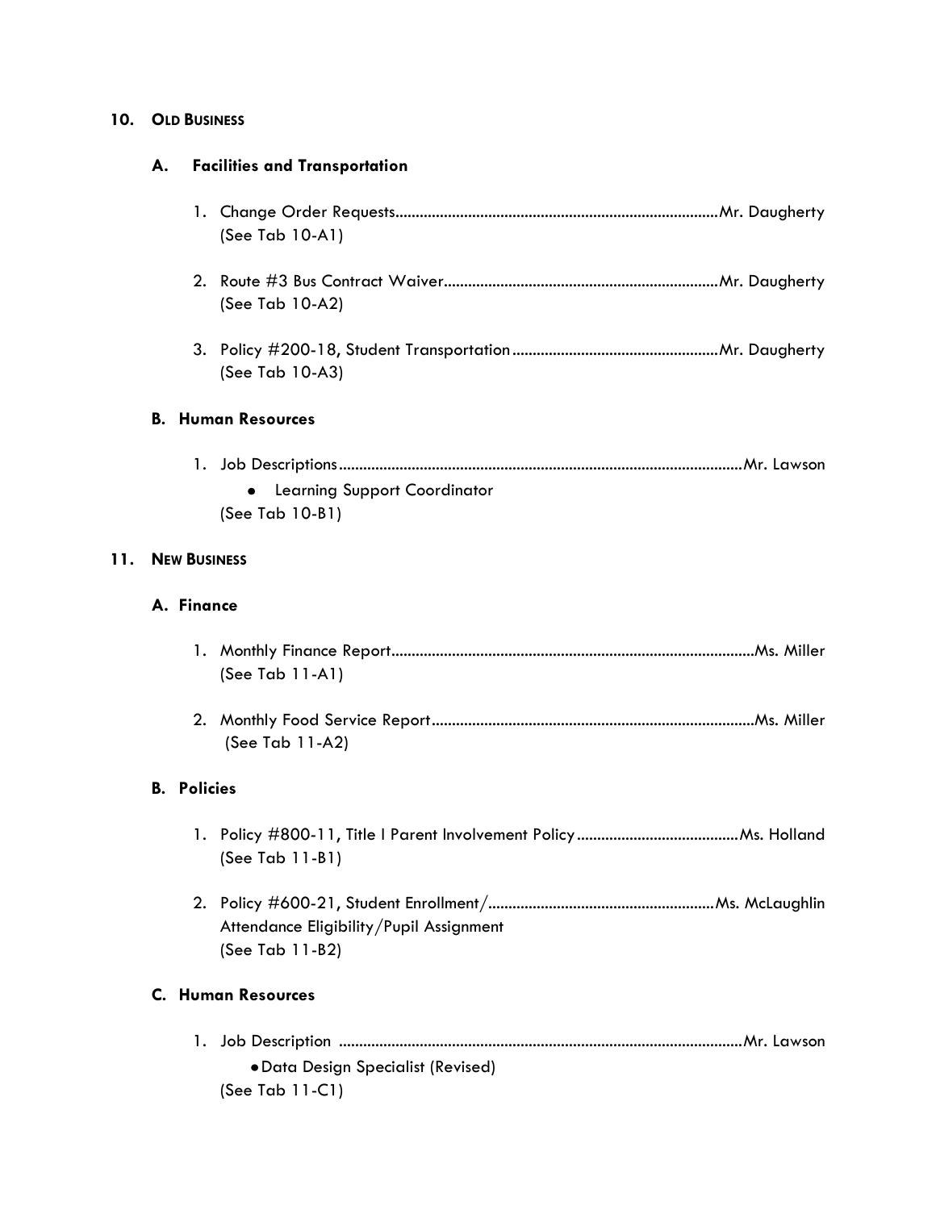## 10. OLD BUSINESS

### A. Facilities and Transportation

1. Change Order Requests....................................................................................Mr. Daugherty
   (See Tab 10-A1)

2. Route #3 Bus Contract Waiver...................................................................Mr. Daugherty
   (See Tab 10-A2)

3. Policy #200-18, Student Transportation..................................................Mr. Daugherty
   (See Tab 10-A3)

### B. Human Resources

1. Job Descriptions..................................................................................................Mr. Lawson
   - Learning Support Coordinator

   (See Tab 10-B1)

## 11. NEW BUSINESS

### A. Finance

1. Monthly Finance Report.........................................................................................Ms. Miller
   (See Tab 11-A1)

2. Monthly Food Service Report................................................................................Ms. Miller
   (See Tab 11-A2)

### B. Policies

1. Policy #800-11, Title I Parent Involvement Policy........................................Ms. Holland
   (See Tab 11-B1)

2. Policy #600-21, Student Enrollment/.......................................................Ms. McLaughlin
   Attendance Eligibility/Pupil Assignment
   (See Tab 11-B2)

### C. Human Resources

1. Job Description ...................................................................................................Mr. Lawson
   - Data Design Specialist (Revised)

   (See Tab 11-C1)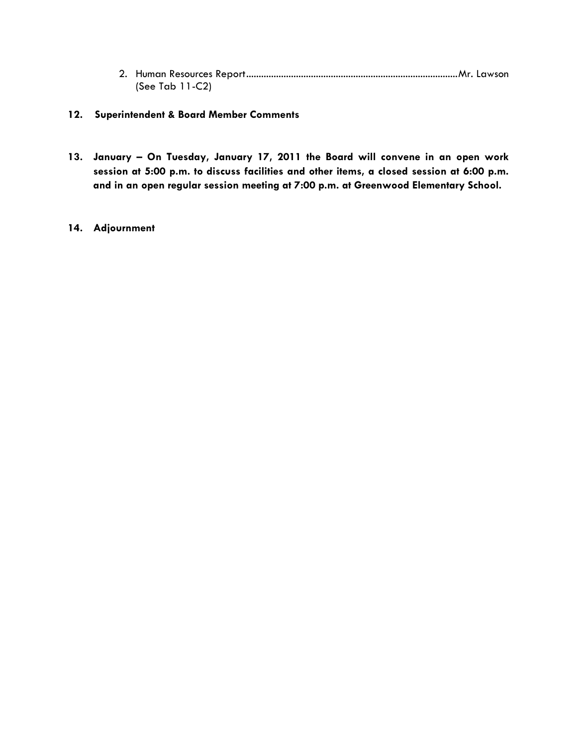2. Human Resources Report......................................................................................Mr. Lawson
   (See Tab 11-C2)

**12. Superintendent & Board Member Comments**

**13. January – On Tuesday, January 17, 2011 the Board will convene in an open work session at 5:00 p.m. to discuss facilities and other items, a closed session at 6:00 p.m. and in an open regular session meeting at 7:00 p.m. at Greenwood Elementary School.**

**14. Adjournment**